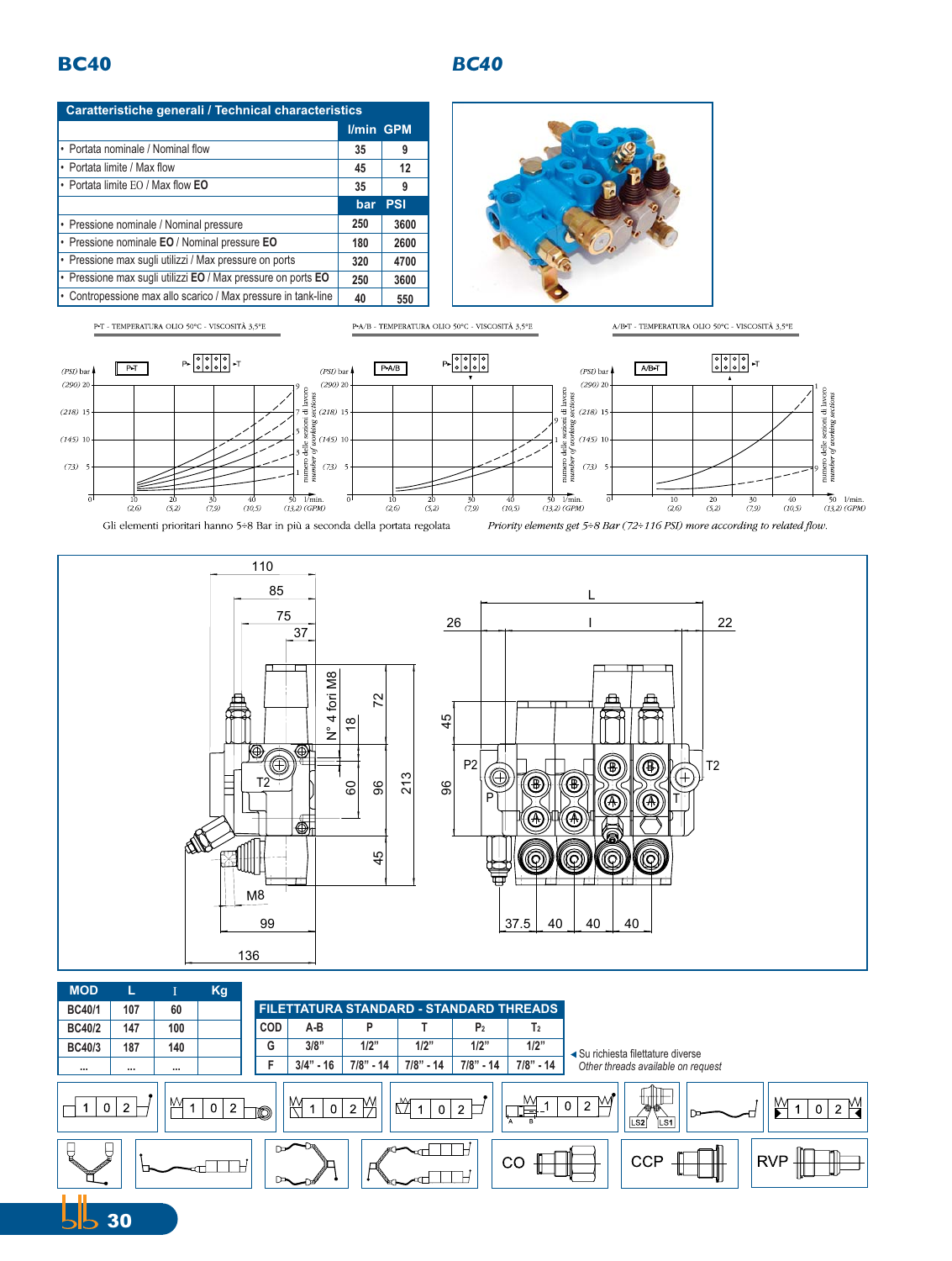# BC40

## Caratteristiche generali / Technical characteristics

| | l/min | GPM |
|---|---|---|
| • Portata nominale / Nominal flow | 35 | 9 |
| • Portata limite / Max flow | 45 | 12 |
| • Portata limite EO / Max flow **EO** | 35 | 9 |
| | **bar** | **PSI** |
| • Pressione nominale / Nominal pressure | 250 | 3600 |
| • Pressione nominale **EO** / Nominal pressure **EO** | 180 | 2600 |
| • Pressione max sugli utilizzi / Max pressure on ports | 320 | 4700 |
| • Pressione max sugli utilizzi **EO** / Max pressure on ports **EO** | 250 | 3600 |
| • Contropressione max allo scarico / Max pressure in tank-line | 40 | 550 |

P-T - TEMPERATURA OLIO 50°C - VISCOSITÀ 3,5°E

P-A/B - TEMPERATURA OLIO 50°C - VISCOSITÀ 3,5°E

A/B-T - TEMPERATURA OLIO 50°C - VISCOSITÀ 3,5°E

Gli elementi prioritari hanno 5÷8 Bar in più a seconda della portata regolata

*Priority elements get 5÷8 Bar (72÷116 PSI) more according to related flow.*

| MOD | L | I | Kg |
|---|---|---|---|
| BC40/1 | 107 | 60 | |
| BC40/2 | 147 | 100 | |
| BC40/3 | 187 | 140 | |
| ... | ... | ... | |

**FILETTATURA STANDARD - STANDARD THREADS**

| COD | A-B | P | T | $P_2$ | $T_2$ |
|---|---|---|---|---|---|
| G | 3/8" | 1/2" | 1/2" | 1/2" | 1/2" |
| F | 3/4" - 16 | 7/8" - 14 | 7/8" - 14 | 7/8" - 14 | 7/8" - 14 |

◄ Su richiesta filettature diverse

*Other threads available on request*

CO CCP RVP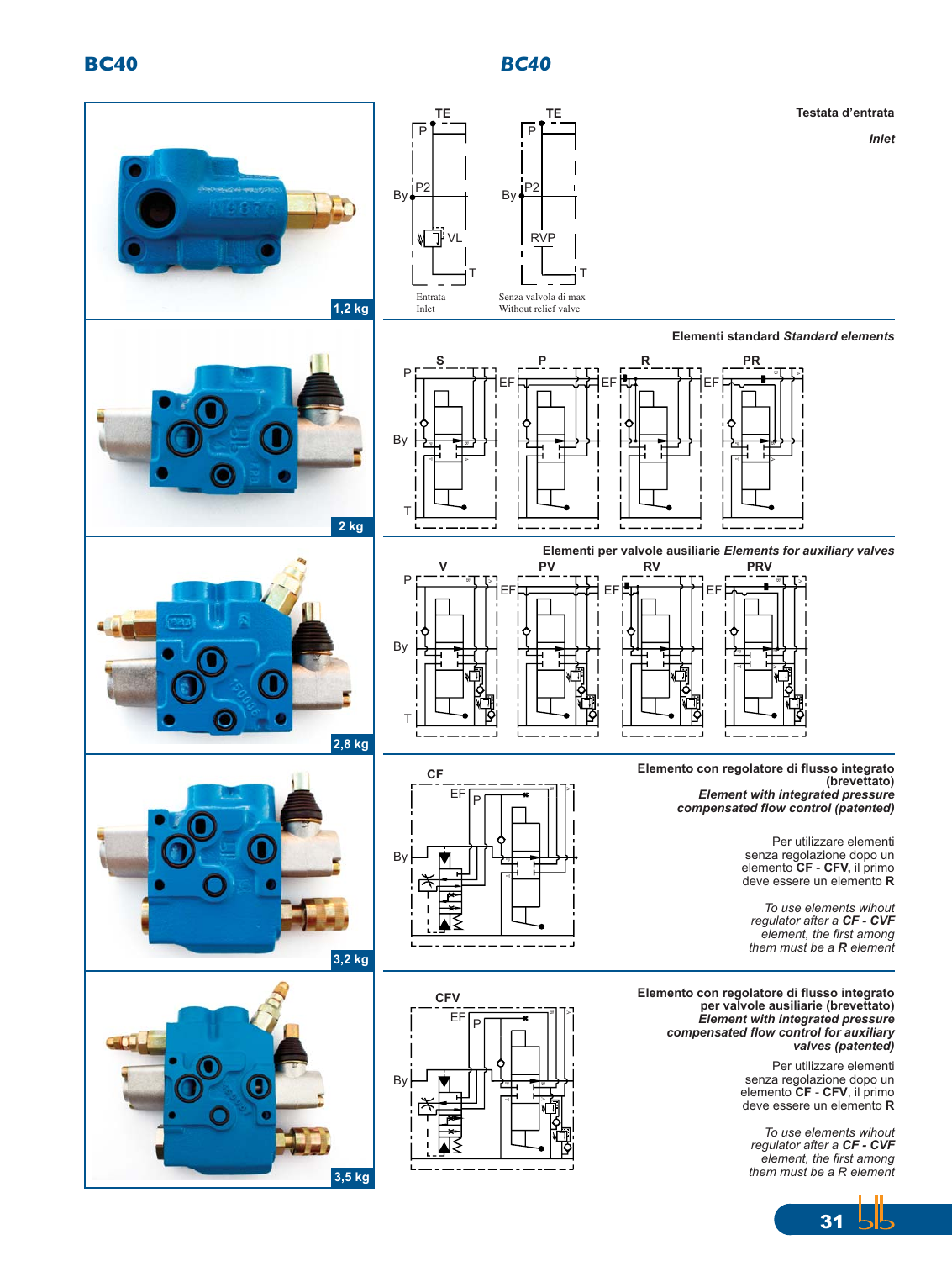## BC40

### Testata d'entrata

*Inlet*

TE — Entrata / Inlet

TE — Senza valvola di max / Without relief valve

1,2 kg

### Elementi standard *Standard elements*

S — P — R — PR

2 kg

### Elementi per valvole ausiliarie *Elements for auxiliary valves*

V — PV — RV — PRV

2,8 kg

### Elemento con regolatore di flusso integrato (brevettato)

***Element with integrated pressure compensated flow control (patented)***

CF

Per utilizzare elementi senza regolazione dopo un elemento **CF** - **CFV,** il primo deve essere un elemento **R**

*To use elements wihout regulator after a **CF - CVF** element, the first among them must be a **R** element*

3,2 kg

### Elemento con regolatore di flusso integrato per valvole ausiliarie (brevettato)

***Element with integrated pressure compensated flow control for auxiliary valves (patented)***

CFV

Per utilizzare elementi senza regolazione dopo un elemento **CF** - **CFV**, il primo deve essere un elemento **R**

*To use elements wihout regulator after a **CF - CVF** element, the first among them must be a R element*

3,5 kg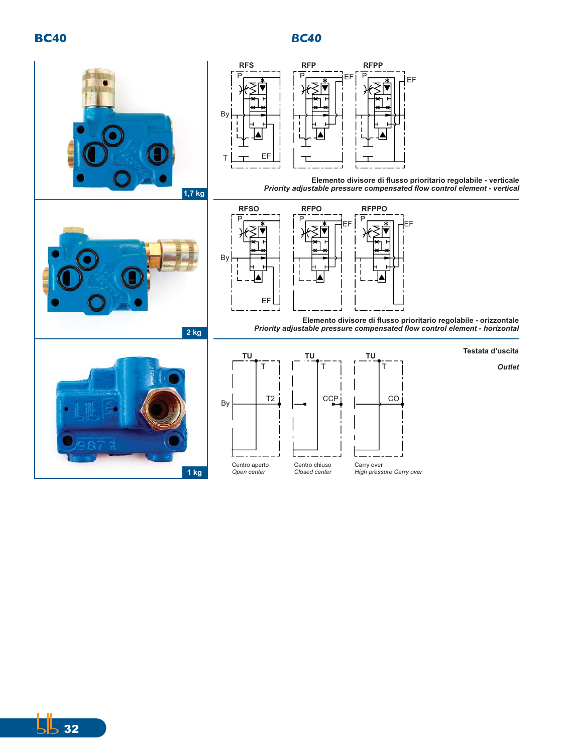# BC40

## BC40

1,7 kg

RFS
RFP
RFPP

P
EF
By
T

**Elemento divisore di flusso prioritario regolabile - verticale**
***Priority adjustable pressure compensated flow control element - vertical***

2 kg

RFSO
RFPO
RFPPO

P
EF
By

**Elemento divisore di flusso prioritario regolabile - orizzontale**
***Priority adjustable pressure compensated flow control element - horizontal***

1 kg

**Testata d'uscita**

***Outlet***

TU
T
By
T2

Centro aperto
*Open center*

TU
T
CCP

Centro chiuso
*Closed center*

TU
T
CO

Carry over
*High pressure Carry over*